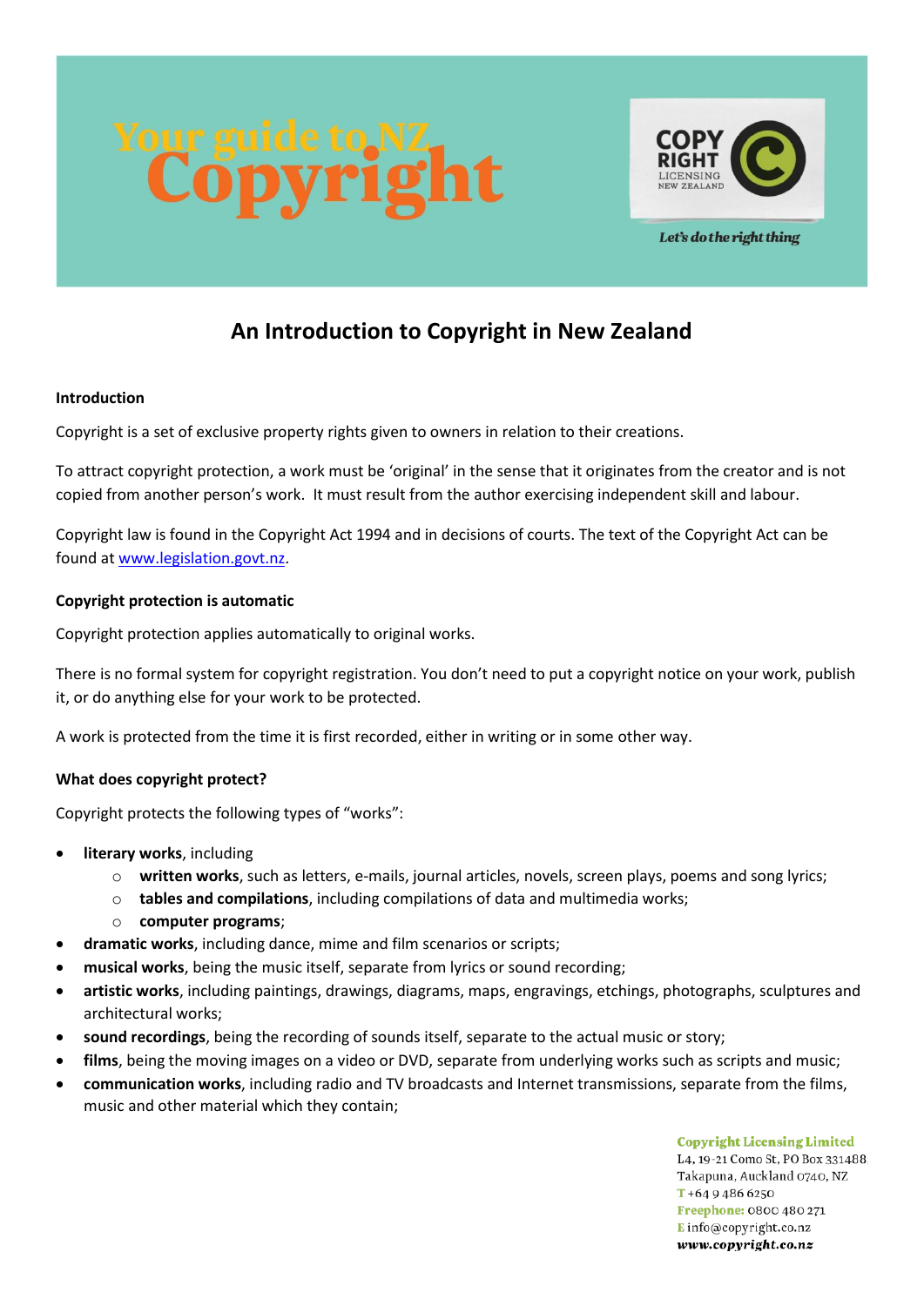# Your guide to NZ Copyright

COPY RIGHT LICENSING NEW ZEALAND

*Let's do the right thing*

## An Introduction to Copyright in New Zealand

### Introduction

Copyright is a set of exclusive property rights given to owners in relation to their creations.

To attract copyright protection, a work must be 'original' in the sense that it originates from the creator and is not copied from another person's work. It must result from the author exercising independent skill and labour.

Copyright law is found in the Copyright Act 1994 and in decisions of courts. The text of the Copyright Act can be found at [www.legislation.govt.nz](www.legislation.govt.nz).

### Copyright protection is automatic

Copyright protection applies automatically to original works.

There is no formal system for copyright registration. You don't need to put a copyright notice on your work, publish it, or do anything else for your work to be protected.

A work is protected from the time it is first recorded, either in writing or in some other way.

### What does copyright protect?

Copyright protects the following types of "works":

- **literary works**, including
  - **written works**, such as letters, e-mails, journal articles, novels, screen plays, poems and song lyrics;
  - **tables and compilations**, including compilations of data and multimedia works;
  - **computer programs**;
- **dramatic works**, including dance, mime and film scenarios or scripts;
- **musical works**, being the music itself, separate from lyrics or sound recording;
- **artistic works**, including paintings, drawings, diagrams, maps, engravings, etchings, photographs, sculptures and architectural works;
- **sound recordings**, being the recording of sounds itself, separate to the actual music or story;
- **films**, being the moving images on a video or DVD, separate from underlying works such as scripts and music;
- **communication works**, including radio and TV broadcasts and Internet transmissions, separate from the films, music and other material which they contain;

**Copyright Licensing Limited**
L4, 19-21 Como St, PO Box 331488
Takapuna, Auckland 0740, NZ
T +64 9 486 6250
Freephone: 0800 480 271
E info@copyright.co.nz
*www.copyright.co.nz*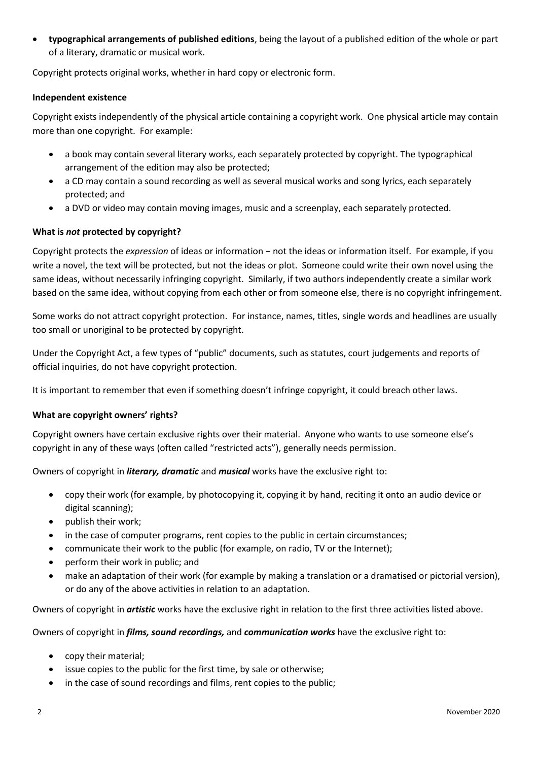- **typographical arrangements of published editions**, being the layout of a published edition of the whole or part of a literary, dramatic or musical work.

Copyright protects original works, whether in hard copy or electronic form.

**Independent existence**

Copyright exists independently of the physical article containing a copyright work. One physical article may contain more than one copyright. For example:

- a book may contain several literary works, each separately protected by copyright. The typographical arrangement of the edition may also be protected;
- a CD may contain a sound recording as well as several musical works and song lyrics, each separately protected; and
- a DVD or video may contain moving images, music and a screenplay, each separately protected.

**What is *not* protected by copyright?**

Copyright protects the *expression* of ideas or information − not the ideas or information itself. For example, if you write a novel, the text will be protected, but not the ideas or plot. Someone could write their own novel using the same ideas, without necessarily infringing copyright. Similarly, if two authors independently create a similar work based on the same idea, without copying from each other or from someone else, there is no copyright infringement.

Some works do not attract copyright protection. For instance, names, titles, single words and headlines are usually too small or unoriginal to be protected by copyright.

Under the Copyright Act, a few types of "public" documents, such as statutes, court judgements and reports of official inquiries, do not have copyright protection.

It is important to remember that even if something doesn't infringe copyright, it could breach other laws.

**What are copyright owners' rights?**

Copyright owners have certain exclusive rights over their material. Anyone who wants to use someone else's copyright in any of these ways (often called "restricted acts"), generally needs permission.

Owners of copyright in ***literary, dramatic*** and ***musical*** works have the exclusive right to:

- copy their work (for example, by photocopying it, copying it by hand, reciting it onto an audio device or digital scanning);
- publish their work;
- in the case of computer programs, rent copies to the public in certain circumstances;
- communicate their work to the public (for example, on radio, TV or the Internet);
- perform their work in public; and
- make an adaptation of their work (for example by making a translation or a dramatised or pictorial version), or do any of the above activities in relation to an adaptation.

Owners of copyright in ***artistic*** works have the exclusive right in relation to the first three activities listed above.

Owners of copyright in ***films, sound recordings,*** and ***communication works*** have the exclusive right to:

- copy their material;
- issue copies to the public for the first time, by sale or otherwise;
- in the case of sound recordings and films, rent copies to the public;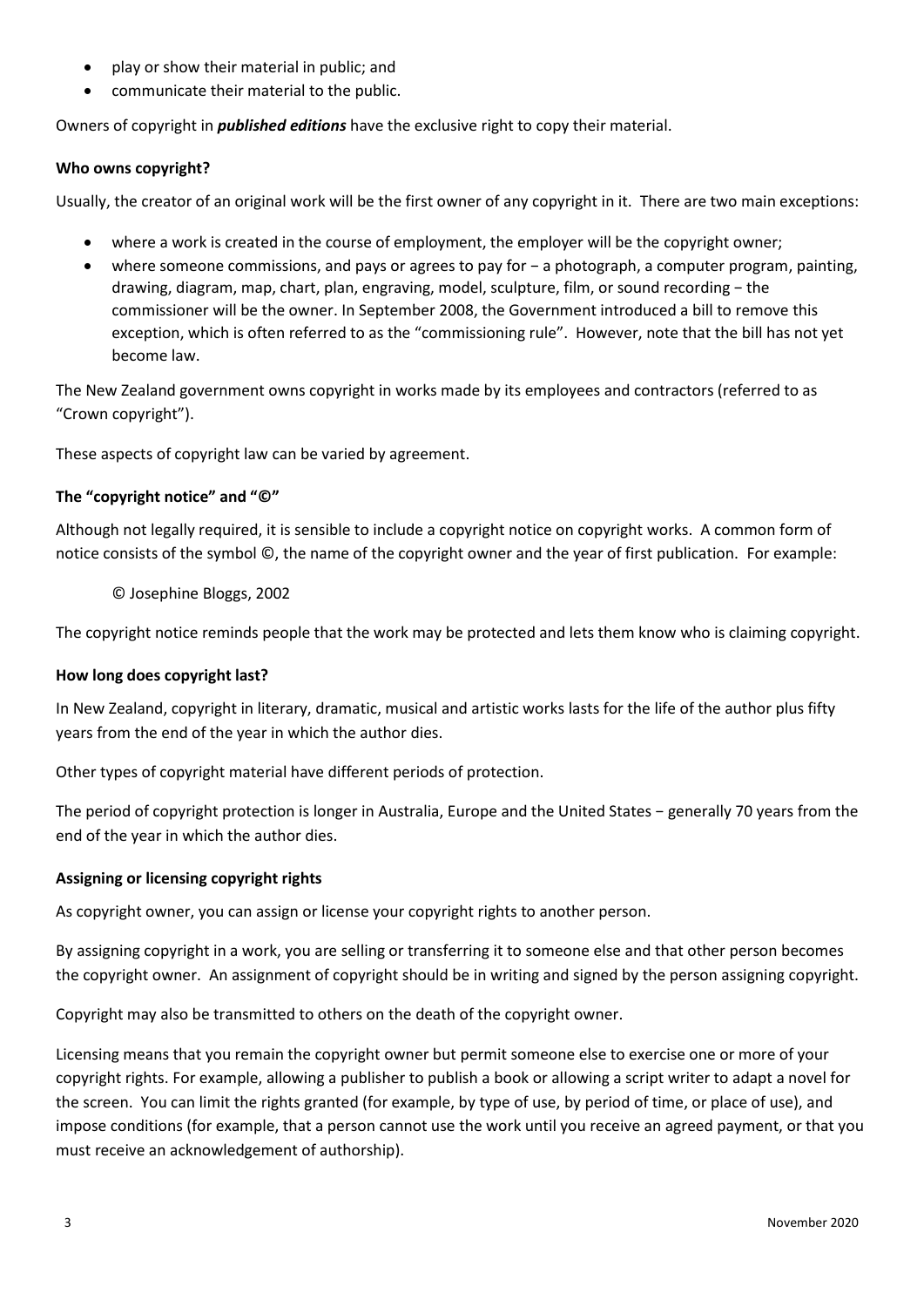- play or show their material in public; and
- communicate their material to the public.

Owners of copyright in ***published editions*** have the exclusive right to copy their material.

**Who owns copyright?**

Usually, the creator of an original work will be the first owner of any copyright in it. There are two main exceptions:

- where a work is created in the course of employment, the employer will be the copyright owner;
- where someone commissions, and pays or agrees to pay for − a photograph, a computer program, painting, drawing, diagram, map, chart, plan, engraving, model, sculpture, film, or sound recording − the commissioner will be the owner. In September 2008, the Government introduced a bill to remove this exception, which is often referred to as the "commissioning rule". However, note that the bill has not yet become law.

The New Zealand government owns copyright in works made by its employees and contractors (referred to as "Crown copyright").

These aspects of copyright law can be varied by agreement.

**The "copyright notice" and "©"**

Although not legally required, it is sensible to include a copyright notice on copyright works. A common form of notice consists of the symbol ©, the name of the copyright owner and the year of first publication. For example:

© Josephine Bloggs, 2002

The copyright notice reminds people that the work may be protected and lets them know who is claiming copyright.

**How long does copyright last?**

In New Zealand, copyright in literary, dramatic, musical and artistic works lasts for the life of the author plus fifty years from the end of the year in which the author dies.

Other types of copyright material have different periods of protection.

The period of copyright protection is longer in Australia, Europe and the United States − generally 70 years from the end of the year in which the author dies.

**Assigning or licensing copyright rights**

As copyright owner, you can assign or license your copyright rights to another person.

By assigning copyright in a work, you are selling or transferring it to someone else and that other person becomes the copyright owner. An assignment of copyright should be in writing and signed by the person assigning copyright.

Copyright may also be transmitted to others on the death of the copyright owner.

Licensing means that you remain the copyright owner but permit someone else to exercise one or more of your copyright rights. For example, allowing a publisher to publish a book or allowing a script writer to adapt a novel for the screen. You can limit the rights granted (for example, by type of use, by period of time, or place of use), and impose conditions (for example, that a person cannot use the work until you receive an agreed payment, or that you must receive an acknowledgement of authorship).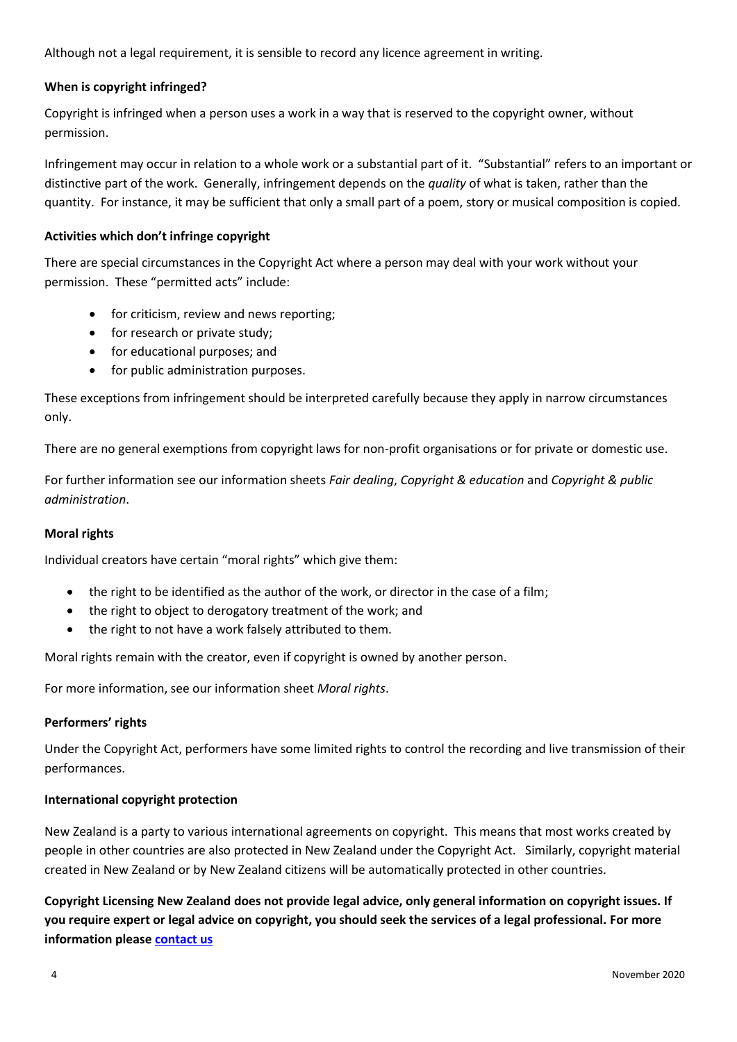Although not a legal requirement, it is sensible to record any licence agreement in writing.

**When is copyright infringed?**

Copyright is infringed when a person uses a work in a way that is reserved to the copyright owner, without permission.

Infringement may occur in relation to a whole work or a substantial part of it. "Substantial" refers to an important or distinctive part of the work. Generally, infringement depends on the *quality* of what is taken, rather than the quantity. For instance, it may be sufficient that only a small part of a poem, story or musical composition is copied.

**Activities which don't infringe copyright**

There are special circumstances in the Copyright Act where a person may deal with your work without your permission. These "permitted acts" include:

- for criticism, review and news reporting;
- for research or private study;
- for educational purposes; and
- for public administration purposes.

These exceptions from infringement should be interpreted carefully because they apply in narrow circumstances only.

There are no general exemptions from copyright laws for non-profit organisations or for private or domestic use.

For further information see our information sheets *Fair dealing*, *Copyright & education* and *Copyright & public administration*.

**Moral rights**

Individual creators have certain "moral rights" which give them:

- the right to be identified as the author of the work, or director in the case of a film;
- the right to object to derogatory treatment of the work; and
- the right to not have a work falsely attributed to them.

Moral rights remain with the creator, even if copyright is owned by another person.

For more information, see our information sheet *Moral rights*.

**Performers' rights**

Under the Copyright Act, performers have some limited rights to control the recording and live transmission of their performances.

**International copyright protection**

New Zealand is a party to various international agreements on copyright. This means that most works created by people in other countries are also protected in New Zealand under the Copyright Act. Similarly, copyright material created in New Zealand or by New Zealand citizens will be automatically protected in other countries.

**Copyright Licensing New Zealand does not provide legal advice, only general information on copyright issues. If you require expert or legal advice on copyright, you should seek the services of a legal professional. For more information please [contact us]()**

November 2020